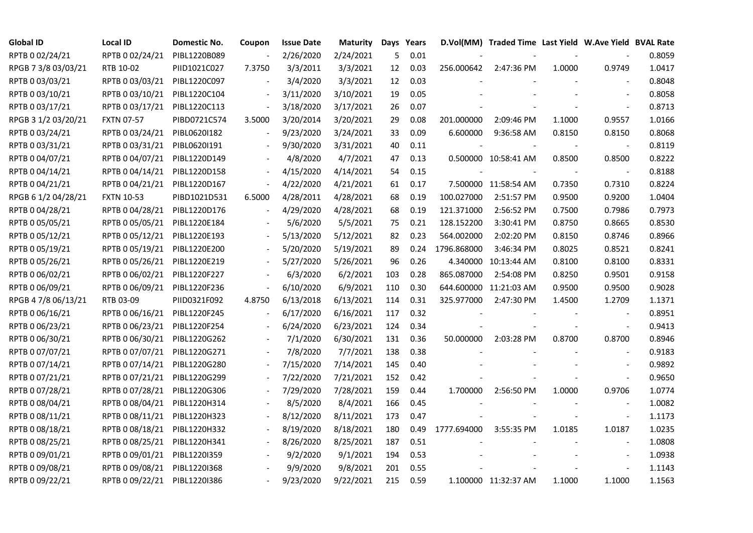| Global ID | Local ID | Domestic No. | Coupon | Issue Date | Maturity | Days | Years | D.Vol(MM) | Traded Time | Last Yield | W.Ave Yield | BVAL Rate |
|---|---|---|---|---|---|---|---|---|---|---|---|---|
| RPTB 0 02/24/21 | RPTB 0 02/24/21 | PIBL1220B089 | - | 2/26/2020 | 2/24/2021 | 5 | 0.01 | - | - | - | - | 0.8059 |
| RPGB 7 3/8 03/03/21 | RTB 10-02 | PIID1021C027 | 7.3750 | 3/3/2011 | 3/3/2021 | 12 | 0.03 | 256.000642 | 2:47:36 PM | 1.0000 | 0.9749 | 1.0417 |
| RPTB 0 03/03/21 | RPTB 0 03/03/21 | PIBL1220C097 | - | 3/4/2020 | 3/3/2021 | 12 | 0.03 | - | - | - | - | 0.8048 |
| RPTB 0 03/10/21 | RPTB 0 03/10/21 | PIBL1220C104 | - | 3/11/2020 | 3/10/2021 | 19 | 0.05 | - | - | - | - | 0.8058 |
| RPTB 0 03/17/21 | RPTB 0 03/17/21 | PIBL1220C113 | - | 3/18/2020 | 3/17/2021 | 26 | 0.07 | - | - | - | - | 0.8713 |
| RPGB 3 1/2 03/20/21 | FXTN 07-57 | PIBD0721C574 | 3.5000 | 3/20/2014 | 3/20/2021 | 29 | 0.08 | 201.000000 | 2:09:46 PM | 1.1000 | 0.9557 | 1.0166 |
| RPTB 0 03/24/21 | RPTB 0 03/24/21 | PIBL0620I182 | - | 9/23/2020 | 3/24/2021 | 33 | 0.09 | 6.600000 | 9:36:58 AM | 0.8150 | 0.8150 | 0.8068 |
| RPTB 0 03/31/21 | RPTB 0 03/31/21 | PIBL0620I191 | - | 9/30/2020 | 3/31/2021 | 40 | 0.11 | - | - | - | - | 0.8119 |
| RPTB 0 04/07/21 | RPTB 0 04/07/21 | PIBL1220D149 | - | 4/8/2020 | 4/7/2021 | 47 | 0.13 | 0.500000 | 10:58:41 AM | 0.8500 | 0.8500 | 0.8222 |
| RPTB 0 04/14/21 | RPTB 0 04/14/21 | PIBL1220D158 | - | 4/15/2020 | 4/14/2021 | 54 | 0.15 | - | - | - | - | 0.8188 |
| RPTB 0 04/21/21 | RPTB 0 04/21/21 | PIBL1220D167 | - | 4/22/2020 | 4/21/2021 | 61 | 0.17 | 7.500000 | 11:58:54 AM | 0.7350 | 0.7310 | 0.8224 |
| RPGB 6 1/2 04/28/21 | FXTN 10-53 | PIBD1021D531 | 6.5000 | 4/28/2011 | 4/28/2021 | 68 | 0.19 | 100.027000 | 2:51:57 PM | 0.9500 | 0.9200 | 1.0404 |
| RPTB 0 04/28/21 | RPTB 0 04/28/21 | PIBL1220D176 | - | 4/29/2020 | 4/28/2021 | 68 | 0.19 | 121.371000 | 2:56:52 PM | 0.7500 | 0.7986 | 0.7973 |
| RPTB 0 05/05/21 | RPTB 0 05/05/21 | PIBL1220E184 | - | 5/6/2020 | 5/5/2021 | 75 | 0.21 | 128.152200 | 3:30:41 PM | 0.8750 | 0.8665 | 0.8530 |
| RPTB 0 05/12/21 | RPTB 0 05/12/21 | PIBL1220E193 | - | 5/13/2020 | 5/12/2021 | 82 | 0.23 | 564.002000 | 2:02:20 PM | 0.8150 | 0.8746 | 0.8966 |
| RPTB 0 05/19/21 | RPTB 0 05/19/21 | PIBL1220E200 | - | 5/20/2020 | 5/19/2021 | 89 | 0.24 | 1796.868000 | 3:46:34 PM | 0.8025 | 0.8521 | 0.8241 |
| RPTB 0 05/26/21 | RPTB 0 05/26/21 | PIBL1220E219 | - | 5/27/2020 | 5/26/2021 | 96 | 0.26 | 4.340000 | 10:13:44 AM | 0.8100 | 0.8100 | 0.8331 |
| RPTB 0 06/02/21 | RPTB 0 06/02/21 | PIBL1220F227 | - | 6/3/2020 | 6/2/2021 | 103 | 0.28 | 865.087000 | 2:54:08 PM | 0.8250 | 0.9501 | 0.9158 |
| RPTB 0 06/09/21 | RPTB 0 06/09/21 | PIBL1220F236 | - | 6/10/2020 | 6/9/2021 | 110 | 0.30 | 644.600000 | 11:21:03 AM | 0.9500 | 0.9500 | 0.9028 |
| RPGB 4 7/8 06/13/21 | RTB 03-09 | PIID0321F092 | 4.8750 | 6/13/2018 | 6/13/2021 | 114 | 0.31 | 325.977000 | 2:47:30 PM | 1.4500 | 1.2709 | 1.1371 |
| RPTB 0 06/16/21 | RPTB 0 06/16/21 | PIBL1220F245 | - | 6/17/2020 | 6/16/2021 | 117 | 0.32 | - | - | - | - | 0.8951 |
| RPTB 0 06/23/21 | RPTB 0 06/23/21 | PIBL1220F254 | - | 6/24/2020 | 6/23/2021 | 124 | 0.34 | - | - | - | - | 0.9413 |
| RPTB 0 06/30/21 | RPTB 0 06/30/21 | PIBL1220G262 | - | 7/1/2020 | 6/30/2021 | 131 | 0.36 | 50.000000 | 2:03:28 PM | 0.8700 | 0.8700 | 0.8946 |
| RPTB 0 07/07/21 | RPTB 0 07/07/21 | PIBL1220G271 | - | 7/8/2020 | 7/7/2021 | 138 | 0.38 | - | - | - | - | 0.9183 |
| RPTB 0 07/14/21 | RPTB 0 07/14/21 | PIBL1220G280 | - | 7/15/2020 | 7/14/2021 | 145 | 0.40 | - | - | - | - | 0.9892 |
| RPTB 0 07/21/21 | RPTB 0 07/21/21 | PIBL1220G299 | - | 7/22/2020 | 7/21/2021 | 152 | 0.42 | - | - | - | - | 0.9650 |
| RPTB 0 07/28/21 | RPTB 0 07/28/21 | PIBL1220G306 | - | 7/29/2020 | 7/28/2021 | 159 | 0.44 | 1.700000 | 2:56:50 PM | 1.0000 | 0.9706 | 1.0774 |
| RPTB 0 08/04/21 | RPTB 0 08/04/21 | PIBL1220H314 | - | 8/5/2020 | 8/4/2021 | 166 | 0.45 | - | - | - | - | 1.0082 |
| RPTB 0 08/11/21 | RPTB 0 08/11/21 | PIBL1220H323 | - | 8/12/2020 | 8/11/2021 | 173 | 0.47 | - | - | - | - | 1.1173 |
| RPTB 0 08/18/21 | RPTB 0 08/18/21 | PIBL1220H332 | - | 8/19/2020 | 8/18/2021 | 180 | 0.49 | 1777.694000 | 3:55:35 PM | 1.0185 | 1.0187 | 1.0235 |
| RPTB 0 08/25/21 | RPTB 0 08/25/21 | PIBL1220H341 | - | 8/26/2020 | 8/25/2021 | 187 | 0.51 | - | - | - | - | 1.0808 |
| RPTB 0 09/01/21 | RPTB 0 09/01/21 | PIBL1220I359 | - | 9/2/2020 | 9/1/2021 | 194 | 0.53 | - | - | - | - | 1.0938 |
| RPTB 0 09/08/21 | RPTB 0 09/08/21 | PIBL1220I368 | - | 9/9/2020 | 9/8/2021 | 201 | 0.55 | - | - | - | - | 1.1143 |
| RPTB 0 09/22/21 | RPTB 0 09/22/21 | PIBL1220I386 | - | 9/23/2020 | 9/22/2021 | 215 | 0.59 | 1.100000 | 11:32:37 AM | 1.1000 | 1.1000 | 1.1563 |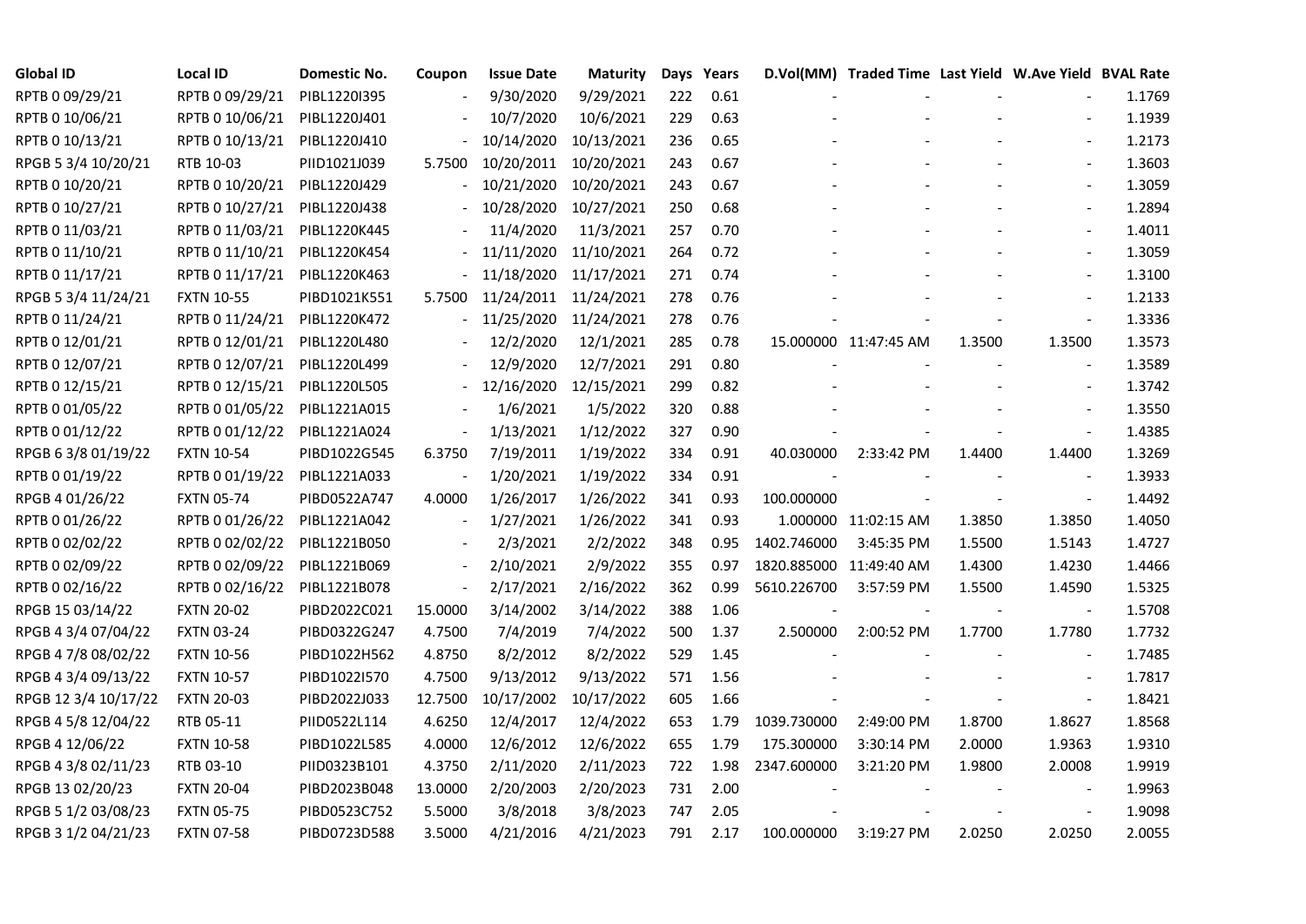| Global ID | Local ID | Domestic No. | Coupon | Issue Date | Maturity | Days | Years | D.Vol(MM) | Traded Time | Last Yield | W.Ave Yield | BVAL Rate |
|---|---|---|---|---|---|---|---|---|---|---|---|---|
| RPTB 0 09/29/21 | RPTB 0 09/29/21 | PIBL1220I395 | - | 9/30/2020 | 9/29/2021 | 222 | 0.61 | - | - | - | - | 1.1769 |
| RPTB 0 10/06/21 | RPTB 0 10/06/21 | PIBL1220J401 | - | 10/7/2020 | 10/6/2021 | 229 | 0.63 | - | - | - | - | 1.1939 |
| RPTB 0 10/13/21 | RPTB 0 10/13/21 | PIBL1220J410 | - | 10/14/2020 | 10/13/2021 | 236 | 0.65 | - | - | - | - | 1.2173 |
| RPGB 5 3/4 10/20/21 | RTB 10-03 | PIID1021J039 | 5.7500 | 10/20/2011 | 10/20/2021 | 243 | 0.67 | - | - | - | - | 1.3603 |
| RPTB 0 10/20/21 | RPTB 0 10/20/21 | PIBL1220J429 | - | 10/21/2020 | 10/20/2021 | 243 | 0.67 | - | - | - | - | 1.3059 |
| RPTB 0 10/27/21 | RPTB 0 10/27/21 | PIBL1220J438 | - | 10/28/2020 | 10/27/2021 | 250 | 0.68 | - | - | - | - | 1.2894 |
| RPTB 0 11/03/21 | RPTB 0 11/03/21 | PIBL1220K445 | - | 11/4/2020 | 11/3/2021 | 257 | 0.70 | - | - | - | - | 1.4011 |
| RPTB 0 11/10/21 | RPTB 0 11/10/21 | PIBL1220K454 | - | 11/11/2020 | 11/10/2021 | 264 | 0.72 | - | - | - | - | 1.3059 |
| RPTB 0 11/17/21 | RPTB 0 11/17/21 | PIBL1220K463 | - | 11/18/2020 | 11/17/2021 | 271 | 0.74 | - | - | - | - | 1.3100 |
| RPGB 5 3/4 11/24/21 | FXTN 10-55 | PIBD1021K551 | 5.7500 | 11/24/2011 | 11/24/2021 | 278 | 0.76 | - | - | - | - | 1.2133 |
| RPTB 0 11/24/21 | RPTB 0 11/24/21 | PIBL1220K472 | - | 11/25/2020 | 11/24/2021 | 278 | 0.76 | - | - | - | - | 1.3336 |
| RPTB 0 12/01/21 | RPTB 0 12/01/21 | PIBL1220L480 | - | 12/2/2020 | 12/1/2021 | 285 | 0.78 | 15.000000 | 11:47:45 AM | 1.3500 | 1.3500 | 1.3573 |
| RPTB 0 12/07/21 | RPTB 0 12/07/21 | PIBL1220L499 | - | 12/9/2020 | 12/7/2021 | 291 | 0.80 | - | - | - | - | 1.3589 |
| RPTB 0 12/15/21 | RPTB 0 12/15/21 | PIBL1220L505 | - | 12/16/2020 | 12/15/2021 | 299 | 0.82 | - | - | - | - | 1.3742 |
| RPTB 0 01/05/22 | RPTB 0 01/05/22 | PIBL1221A015 | - | 1/6/2021 | 1/5/2022 | 320 | 0.88 | - | - | - | - | 1.3550 |
| RPTB 0 01/12/22 | RPTB 0 01/12/22 | PIBL1221A024 | - | 1/13/2021 | 1/12/2022 | 327 | 0.90 | - | - | - | - | 1.4385 |
| RPGB 6 3/8 01/19/22 | FXTN 10-54 | PIBD1022G545 | 6.3750 | 7/19/2011 | 1/19/2022 | 334 | 0.91 | 40.030000 | 2:33:42 PM | 1.4400 | 1.4400 | 1.3269 |
| RPTB 0 01/19/22 | RPTB 0 01/19/22 | PIBL1221A033 | - | 1/20/2021 | 1/19/2022 | 334 | 0.91 | - | - | - | - | 1.3933 |
| RPGB 4 01/26/22 | FXTN 05-74 | PIBD0522A747 | 4.0000 | 1/26/2017 | 1/26/2022 | 341 | 0.93 | 100.000000 | - | - | - | 1.4492 |
| RPTB 0 01/26/22 | RPTB 0 01/26/22 | PIBL1221A042 | - | 1/27/2021 | 1/26/2022 | 341 | 0.93 | 1.000000 | 11:02:15 AM | 1.3850 | 1.3850 | 1.4050 |
| RPTB 0 02/02/22 | RPTB 0 02/02/22 | PIBL1221B050 | - | 2/3/2021 | 2/2/2022 | 348 | 0.95 | 1402.746000 | 3:45:35 PM | 1.5500 | 1.5143 | 1.4727 |
| RPTB 0 02/09/22 | RPTB 0 02/09/22 | PIBL1221B069 | - | 2/10/2021 | 2/9/2022 | 355 | 0.97 | 1820.885000 | 11:49:40 AM | 1.4300 | 1.4230 | 1.4466 |
| RPTB 0 02/16/22 | RPTB 0 02/16/22 | PIBL1221B078 | - | 2/17/2021 | 2/16/2022 | 362 | 0.99 | 5610.226700 | 3:57:59 PM | 1.5500 | 1.4590 | 1.5325 |
| RPGB 15 03/14/22 | FXTN 20-02 | PIBD2022C021 | 15.0000 | 3/14/2002 | 3/14/2022 | 388 | 1.06 | - | - | - | - | 1.5708 |
| RPGB 4 3/4 07/04/22 | FXTN 03-24 | PIBD0322G247 | 4.7500 | 7/4/2019 | 7/4/2022 | 500 | 1.37 | 2.500000 | 2:00:52 PM | 1.7700 | 1.7780 | 1.7732 |
| RPGB 4 7/8 08/02/22 | FXTN 10-56 | PIBD1022H562 | 4.8750 | 8/2/2012 | 8/2/2022 | 529 | 1.45 | - | - | - | - | 1.7485 |
| RPGB 4 3/4 09/13/22 | FXTN 10-57 | PIBD1022I570 | 4.7500 | 9/13/2012 | 9/13/2022 | 571 | 1.56 | - | - | - | - | 1.7817 |
| RPGB 12 3/4 10/17/22 | FXTN 20-03 | PIBD2022J033 | 12.7500 | 10/17/2002 | 10/17/2022 | 605 | 1.66 | - | - | - | - | 1.8421 |
| RPGB 4 5/8 12/04/22 | RTB 05-11 | PIID0522L114 | 4.6250 | 12/4/2017 | 12/4/2022 | 653 | 1.79 | 1039.730000 | 2:49:00 PM | 1.8700 | 1.8627 | 1.8568 |
| RPGB 4 12/06/22 | FXTN 10-58 | PIBD1022L585 | 4.0000 | 12/6/2012 | 12/6/2022 | 655 | 1.79 | 175.300000 | 3:30:14 PM | 2.0000 | 1.9363 | 1.9310 |
| RPGB 4 3/8 02/11/23 | RTB 03-10 | PIID0323B101 | 4.3750 | 2/11/2020 | 2/11/2023 | 722 | 1.98 | 2347.600000 | 3:21:20 PM | 1.9800 | 2.0008 | 1.9919 |
| RPGB 13 02/20/23 | FXTN 20-04 | PIBD2023B048 | 13.0000 | 2/20/2003 | 2/20/2023 | 731 | 2.00 | - | - | - | - | 1.9963 |
| RPGB 5 1/2 03/08/23 | FXTN 05-75 | PIBD0523C752 | 5.5000 | 3/8/2018 | 3/8/2023 | 747 | 2.05 | - | - | - | - | 1.9098 |
| RPGB 3 1/2 04/21/23 | FXTN 07-58 | PIBD0723D588 | 3.5000 | 4/21/2016 | 4/21/2023 | 791 | 2.17 | 100.000000 | 3:19:27 PM | 2.0250 | 2.0250 | 2.0055 |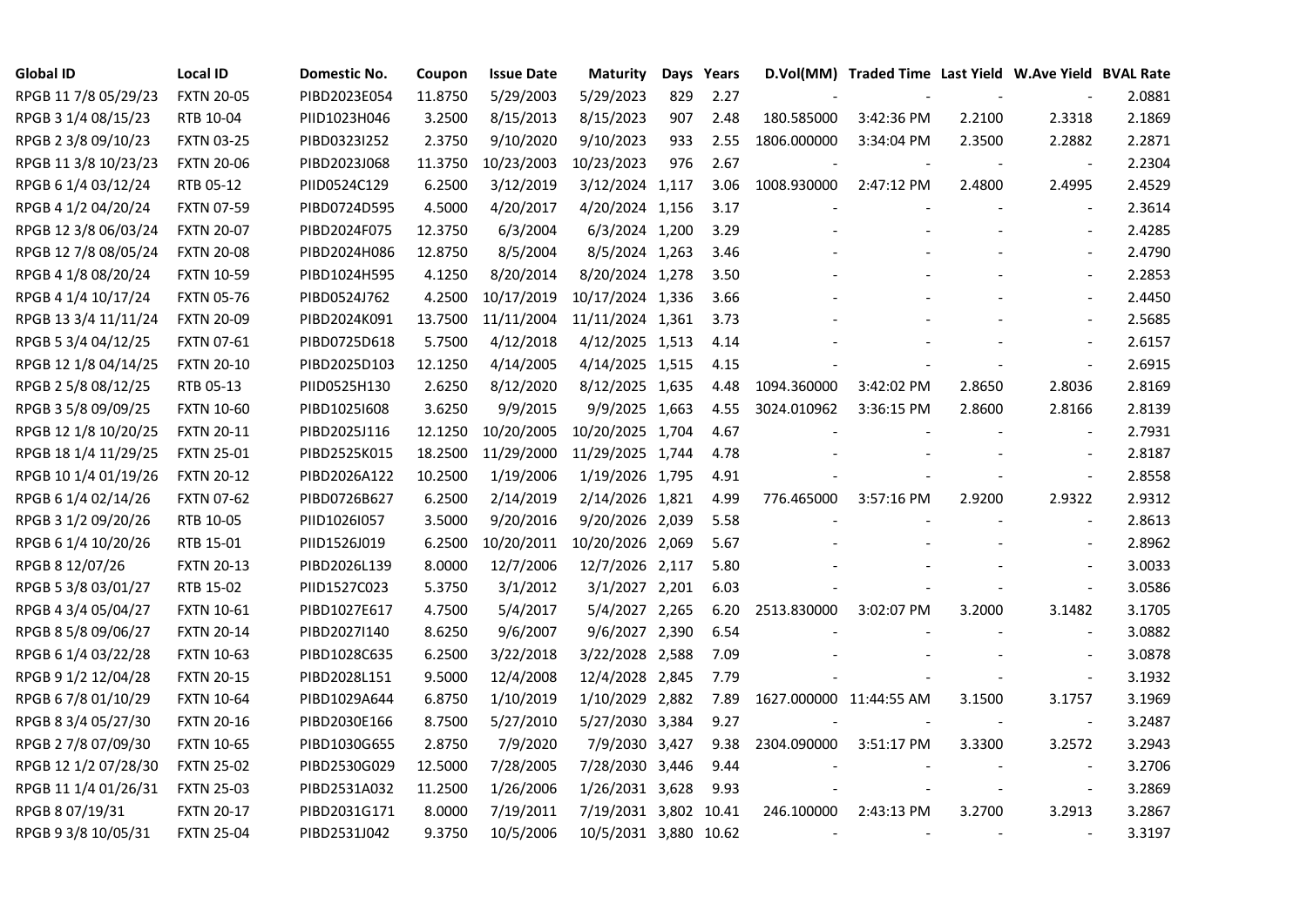| Global ID | Local ID | Domestic No. | Coupon | Issue Date | Maturity | Days | Years | D.Vol(MM) | Traded Time | Last Yield | W.Ave Yield | BVAL Rate |
|---|---|---|---|---|---|---|---|---|---|---|---|---|
| RPGB 11 7/8 05/29/23 | FXTN 20-05 | PIBD2023E054 | 11.8750 | 5/29/2003 | 5/29/2023 | 829 | 2.27 | - | - | - | - | 2.0881 |
| RPGB 3 1/4 08/15/23 | RTB 10-04 | PIID1023H046 | 3.2500 | 8/15/2013 | 8/15/2023 | 907 | 2.48 | 180.585000 | 3:42:36 PM | 2.2100 | 2.3318 | 2.1869 |
| RPGB 2 3/8 09/10/23 | FXTN 03-25 | PIBD0323I252 | 2.3750 | 9/10/2020 | 9/10/2023 | 933 | 2.55 | 1806.000000 | 3:34:04 PM | 2.3500 | 2.2882 | 2.2871 |
| RPGB 11 3/8 10/23/23 | FXTN 20-06 | PIBD2023J068 | 11.3750 | 10/23/2003 | 10/23/2023 | 976 | 2.67 | - | - | - | - | 2.2304 |
| RPGB 6 1/4 03/12/24 | RTB 05-12 | PIID0524C129 | 6.2500 | 3/12/2019 | 3/12/2024 | 1,117 | 3.06 | 1008.930000 | 2:47:12 PM | 2.4800 | 2.4995 | 2.4529 |
| RPGB 4 1/2 04/20/24 | FXTN 07-59 | PIBD0724D595 | 4.5000 | 4/20/2017 | 4/20/2024 | 1,156 | 3.17 | - | - | - | - | 2.3614 |
| RPGB 12 3/8 06/03/24 | FXTN 20-07 | PIBD2024F075 | 12.3750 | 6/3/2004 | 6/3/2024 | 1,200 | 3.29 | - | - | - | - | 2.4285 |
| RPGB 12 7/8 08/05/24 | FXTN 20-08 | PIBD2024H086 | 12.8750 | 8/5/2004 | 8/5/2024 | 1,263 | 3.46 | - | - | - | - | 2.4790 |
| RPGB 4 1/8 08/20/24 | FXTN 10-59 | PIBD1024H595 | 4.1250 | 8/20/2014 | 8/20/2024 | 1,278 | 3.50 | - | - | - | - | 2.2853 |
| RPGB 4 1/4 10/17/24 | FXTN 05-76 | PIBD0524J762 | 4.2500 | 10/17/2019 | 10/17/2024 | 1,336 | 3.66 | - | - | - | - | 2.4450 |
| RPGB 13 3/4 11/11/24 | FXTN 20-09 | PIBD2024K091 | 13.7500 | 11/11/2004 | 11/11/2024 | 1,361 | 3.73 | - | - | - | - | 2.5685 |
| RPGB 5 3/4 04/12/25 | FXTN 07-61 | PIBD0725D618 | 5.7500 | 4/12/2018 | 4/12/2025 | 1,513 | 4.14 | - | - | - | - | 2.6157 |
| RPGB 12 1/8 04/14/25 | FXTN 20-10 | PIBD2025D103 | 12.1250 | 4/14/2005 | 4/14/2025 | 1,515 | 4.15 | - | - | - | - | 2.6915 |
| RPGB 2 5/8 08/12/25 | RTB 05-13 | PIID0525H130 | 2.6250 | 8/12/2020 | 8/12/2025 | 1,635 | 4.48 | 1094.360000 | 3:42:02 PM | 2.8650 | 2.8036 | 2.8169 |
| RPGB 3 5/8 09/09/25 | FXTN 10-60 | PIBD1025I608 | 3.6250 | 9/9/2015 | 9/9/2025 | 1,663 | 4.55 | 3024.010962 | 3:36:15 PM | 2.8600 | 2.8166 | 2.8139 |
| RPGB 12 1/8 10/20/25 | FXTN 20-11 | PIBD2025J116 | 12.1250 | 10/20/2005 | 10/20/2025 | 1,704 | 4.67 | - | - | - | - | 2.7931 |
| RPGB 18 1/4 11/29/25 | FXTN 25-01 | PIBD2525K015 | 18.2500 | 11/29/2000 | 11/29/2025 | 1,744 | 4.78 | - | - | - | - | 2.8187 |
| RPGB 10 1/4 01/19/26 | FXTN 20-12 | PIBD2026A122 | 10.2500 | 1/19/2006 | 1/19/2026 | 1,795 | 4.91 | - | - | - | - | 2.8558 |
| RPGB 6 1/4 02/14/26 | FXTN 07-62 | PIBD0726B627 | 6.2500 | 2/14/2019 | 2/14/2026 | 1,821 | 4.99 | 776.465000 | 3:57:16 PM | 2.9200 | 2.9322 | 2.9312 |
| RPGB 3 1/2 09/20/26 | RTB 10-05 | PIID1026I057 | 3.5000 | 9/20/2016 | 9/20/2026 | 2,039 | 5.58 | - | - | - | - | 2.8613 |
| RPGB 6 1/4 10/20/26 | RTB 15-01 | PIID1526J019 | 6.2500 | 10/20/2011 | 10/20/2026 | 2,069 | 5.67 | - | - | - | - | 2.8962 |
| RPGB 8 12/07/26 | FXTN 20-13 | PIBD2026L139 | 8.0000 | 12/7/2006 | 12/7/2026 | 2,117 | 5.80 | - | - | - | - | 3.0033 |
| RPGB 5 3/8 03/01/27 | RTB 15-02 | PIID1527C023 | 5.3750 | 3/1/2012 | 3/1/2027 | 2,201 | 6.03 | - | - | - | - | 3.0586 |
| RPGB 4 3/4 05/04/27 | FXTN 10-61 | PIBD1027E617 | 4.7500 | 5/4/2017 | 5/4/2027 | 2,265 | 6.20 | 2513.830000 | 3:02:07 PM | 3.2000 | 3.1482 | 3.1705 |
| RPGB 8 5/8 09/06/27 | FXTN 20-14 | PIBD2027I140 | 8.6250 | 9/6/2007 | 9/6/2027 | 2,390 | 6.54 | - | - | - | - | 3.0882 |
| RPGB 6 1/4 03/22/28 | FXTN 10-63 | PIBD1028C635 | 6.2500 | 3/22/2018 | 3/22/2028 | 2,588 | 7.09 | - | - | - | - | 3.0878 |
| RPGB 9 1/2 12/04/28 | FXTN 20-15 | PIBD2028L151 | 9.5000 | 12/4/2008 | 12/4/2028 | 2,845 | 7.79 | - | - | - | - | 3.1932 |
| RPGB 6 7/8 01/10/29 | FXTN 10-64 | PIBD1029A644 | 6.8750 | 1/10/2019 | 1/10/2029 | 2,882 | 7.89 | 1627.000000 | 11:44:55 AM | 3.1500 | 3.1757 | 3.1969 |
| RPGB 8 3/4 05/27/30 | FXTN 20-16 | PIBD2030E166 | 8.7500 | 5/27/2010 | 5/27/2030 | 3,384 | 9.27 | - | - | - | - | 3.2487 |
| RPGB 2 7/8 07/09/30 | FXTN 10-65 | PIBD1030G655 | 2.8750 | 7/9/2020 | 7/9/2030 | 3,427 | 9.38 | 2304.090000 | 3:51:17 PM | 3.3300 | 3.2572 | 3.2943 |
| RPGB 12 1/2 07/28/30 | FXTN 25-02 | PIBD2530G029 | 12.5000 | 7/28/2005 | 7/28/2030 | 3,446 | 9.44 | - | - | - | - | 3.2706 |
| RPGB 11 1/4 01/26/31 | FXTN 25-03 | PIBD2531A032 | 11.2500 | 1/26/2006 | 1/26/2031 | 3,628 | 9.93 | - | - | - | - | 3.2869 |
| RPGB 8 07/19/31 | FXTN 20-17 | PIBD2031G171 | 8.0000 | 7/19/2011 | 7/19/2031 | 3,802 | 10.41 | 246.100000 | 2:43:13 PM | 3.2700 | 3.2913 | 3.2867 |
| RPGB 9 3/8 10/05/31 | FXTN 25-04 | PIBD2531J042 | 9.3750 | 10/5/2006 | 10/5/2031 | 3,880 | 10.62 | - | - | - | - | 3.3197 |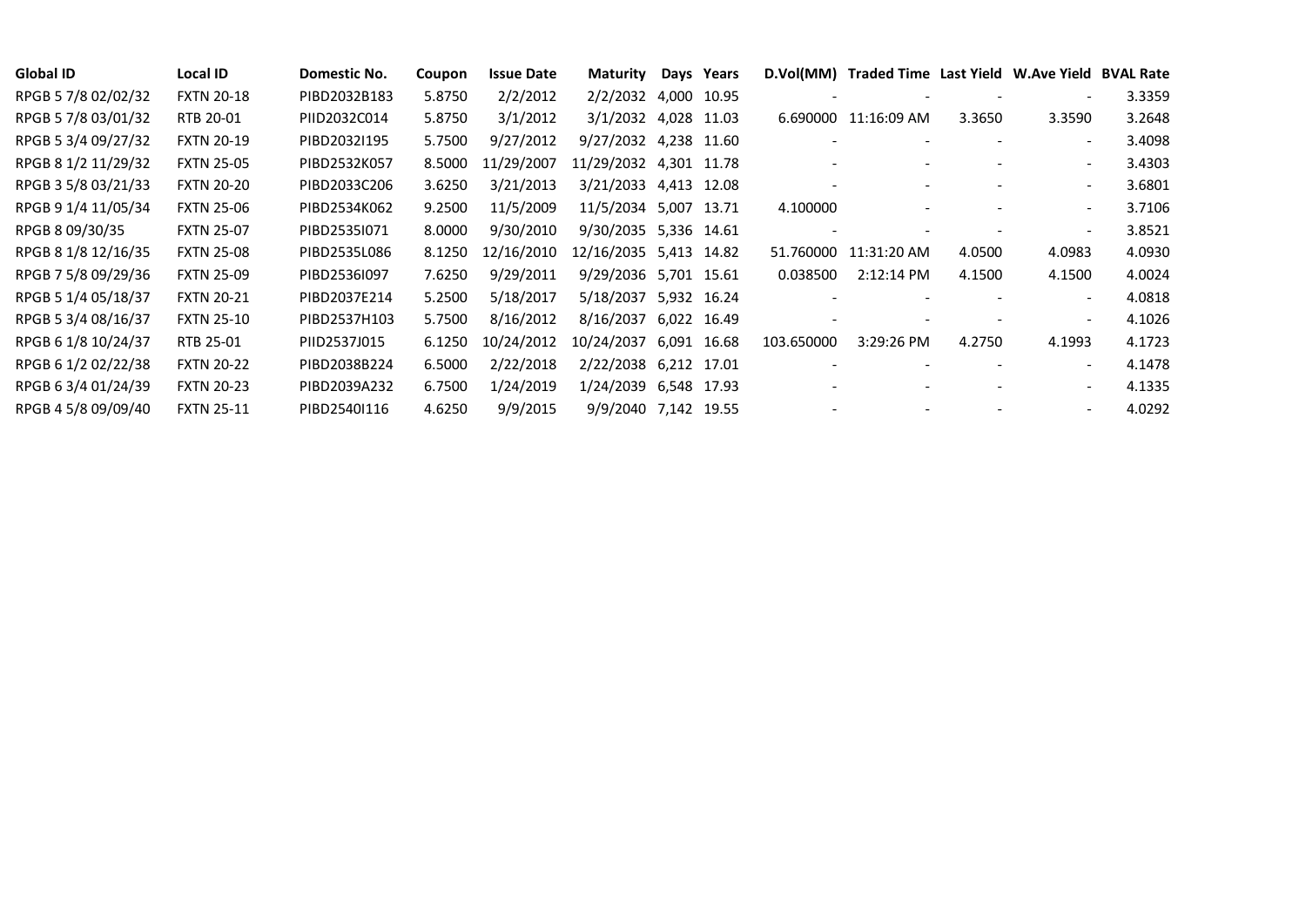| Global ID | Local ID | Domestic No. | Coupon | Issue Date | Maturity | Days | Years | D.Vol(MM) | Traded Time | Last Yield | W.Ave Yield | BVAL Rate |
|---|---|---|---|---|---|---|---|---|---|---|---|---|
| RPGB 5 7/8 02/02/32 | FXTN 20-18 | PIBD2032B183 | 5.8750 | 2/2/2012 | 2/2/2032 | 4,000 | 10.95 | - | - | - | - | 3.3359 |
| RPGB 5 7/8 03/01/32 | RTB 20-01 | PIID2032C014 | 5.8750 | 3/1/2012 | 3/1/2032 | 4,028 | 11.03 | 6.690000 | 11:16:09 AM | 3.3650 | 3.3590 | 3.2648 |
| RPGB 5 3/4 09/27/32 | FXTN 20-19 | PIBD2032I195 | 5.7500 | 9/27/2012 | 9/27/2032 | 4,238 | 11.60 | - | - | - | - | 3.4098 |
| RPGB 8 1/2 11/29/32 | FXTN 25-05 | PIBD2532K057 | 8.5000 | 11/29/2007 | 11/29/2032 | 4,301 | 11.78 | - | - | - | - | 3.4303 |
| RPGB 3 5/8 03/21/33 | FXTN 20-20 | PIBD2033C206 | 3.6250 | 3/21/2013 | 3/21/2033 | 4,413 | 12.08 | - | - | - | - | 3.6801 |
| RPGB 9 1/4 11/05/34 | FXTN 25-06 | PIBD2534K062 | 9.2500 | 11/5/2009 | 11/5/2034 | 5,007 | 13.71 | 4.100000 | - | - | - | 3.7106 |
| RPGB 8 09/30/35 | FXTN 25-07 | PIBD2535I071 | 8.0000 | 9/30/2010 | 9/30/2035 | 5,336 | 14.61 | - | - | - | - | 3.8521 |
| RPGB 8 1/8 12/16/35 | FXTN 25-08 | PIBD2535L086 | 8.1250 | 12/16/2010 | 12/16/2035 | 5,413 | 14.82 | 51.760000 | 11:31:20 AM | 4.0500 | 4.0983 | 4.0930 |
| RPGB 7 5/8 09/29/36 | FXTN 25-09 | PIBD2536I097 | 7.6250 | 9/29/2011 | 9/29/2036 | 5,701 | 15.61 | 0.038500 | 2:12:14 PM | 4.1500 | 4.1500 | 4.0024 |
| RPGB 5 1/4 05/18/37 | FXTN 20-21 | PIBD2037E214 | 5.2500 | 5/18/2017 | 5/18/2037 | 5,932 | 16.24 | - | - | - | - | 4.0818 |
| RPGB 5 3/4 08/16/37 | FXTN 25-10 | PIBD2537H103 | 5.7500 | 8/16/2012 | 8/16/2037 | 6,022 | 16.49 | - | - | - | - | 4.1026 |
| RPGB 6 1/8 10/24/37 | RTB 25-01 | PIID2537J015 | 6.1250 | 10/24/2012 | 10/24/2037 | 6,091 | 16.68 | 103.650000 | 3:29:26 PM | 4.2750 | 4.1993 | 4.1723 |
| RPGB 6 1/2 02/22/38 | FXTN 20-22 | PIBD2038B224 | 6.5000 | 2/22/2018 | 2/22/2038 | 6,212 | 17.01 | - | - | - | - | 4.1478 |
| RPGB 6 3/4 01/24/39 | FXTN 20-23 | PIBD2039A232 | 6.7500 | 1/24/2019 | 1/24/2039 | 6,548 | 17.93 | - | - | - | - | 4.1335 |
| RPGB 4 5/8 09/09/40 | FXTN 25-11 | PIBD2540I116 | 4.6250 | 9/9/2015 | 9/9/2040 | 7,142 | 19.55 | - | - | - | - | 4.0292 |